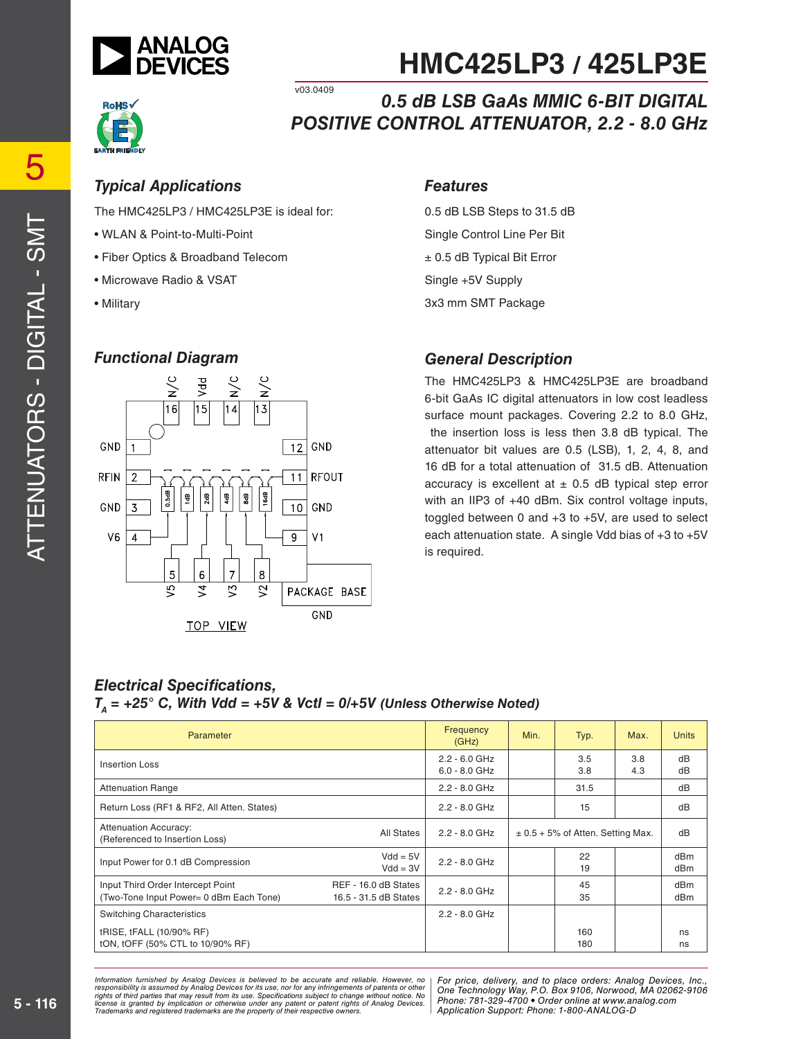# HMC425LP3 / 425LP3E

v03.0409

## 0.5 dB LSB GaAs MMIC 6-BIT DIGITAL POSITIVE CONTROL ATTENUATOR, 2.2 - 8.0 GHz

### Typical Applications

The HMC425LP3 / HMC425LP3E is ideal for:

- WLAN & Point-to-Multi-Point
- Fiber Optics & Broadband Telecom
- Microwave Radio & VSAT
- Military

### Features

0.5 dB LSB Steps to 31.5 dB

Single Control Line Per Bit

± 0.5 dB Typical Bit Error

Single +5V Supply

3x3 mm SMT Package

### Functional Diagram

### General Description

The HMC425LP3 & HMC425LP3E are broadband 6-bit GaAs IC digital attenuators in low cost leadless surface mount packages. Covering 2.2 to 8.0 GHz, the insertion loss is less then 3.8 dB typical. The attenuator bit values are 0.5 (LSB), 1, 2, 4, 8, and 16 dB for a total attenuation of 31.5 dB. Attenuation accuracy is excellent at ± 0.5 dB typical step error with an IIP3 of +40 dBm. Six control voltage inputs, toggled between 0 and +3 to +5V, are used to select each attenuation state. A single Vdd bias of +3 to +5V is required.

### Electrical Specifications, $T_A$ = +25° C, With Vdd = +5V & Vctl = 0/+5V (Unless Otherwise Noted)

| Parameter | | Frequency (GHz) | Min. | Typ. | Max. | Units |
|---|---|---|---|---|---|---|
| Insertion Loss | | 2.2 - 6.0 GHz<br>6.0 - 8.0 GHz | | 3.5<br>3.8 | 3.8<br>4.3 | dB<br>dB |
| Attenuation Range | | 2.2 - 8.0 GHz | | 31.5 | | dB |
| Return Loss (RF1 & RF2, All Atten. States) | | 2.2 - 8.0 GHz | | 15 | | dB |
| Attenuation Accuracy:<br>(Referenced to Insertion Loss) | All States | 2.2 - 8.0 GHz | ± 0.5 + 5% of Atten. Setting Max. | | | dB |
| Input Power for 0.1 dB Compression | Vdd = 5V<br>Vdd = 3V | 2.2 - 8.0 GHz | | 22<br>19 | | dBm<br>dBm |
| Input Third Order Intercept Point<br>(Two-Tone Input Power= 0 dBm Each Tone) | REF - 16.0 dB States<br>16.5 - 31.5 dB States | 2.2 - 8.0 GHz | | 45<br>35 | | dBm<br>dBm |
| Switching Characteristics<br><br>tRISE, tFALL (10/90% RF)<br>tON, tOFF (50% CTL to 10/90% RF) | | 2.2 - 8.0 GHz | | <br><br>160<br>180 | | <br><br>ns<br>ns |

Information furnished by Analog Devices is believed to be accurate and reliable. However, no responsibility is assumed by Analog Devices for its use, nor for any infringements of patents or other rights of third parties that may result from its use. Specifications subject to change without notice. No license is granted by implication or otherwise under any patent or patent rights of Analog Devices. Trademarks and registered trademarks are the property of their respective owners.

For price, delivery, and to place orders: Analog Devices, Inc., One Technology Way, P.O. Box 9106, Norwood, MA 02062-9106 Phone: 781-329-4700 • Order online at www.analog.com Application Support: Phone: 1-800-ANALOG-D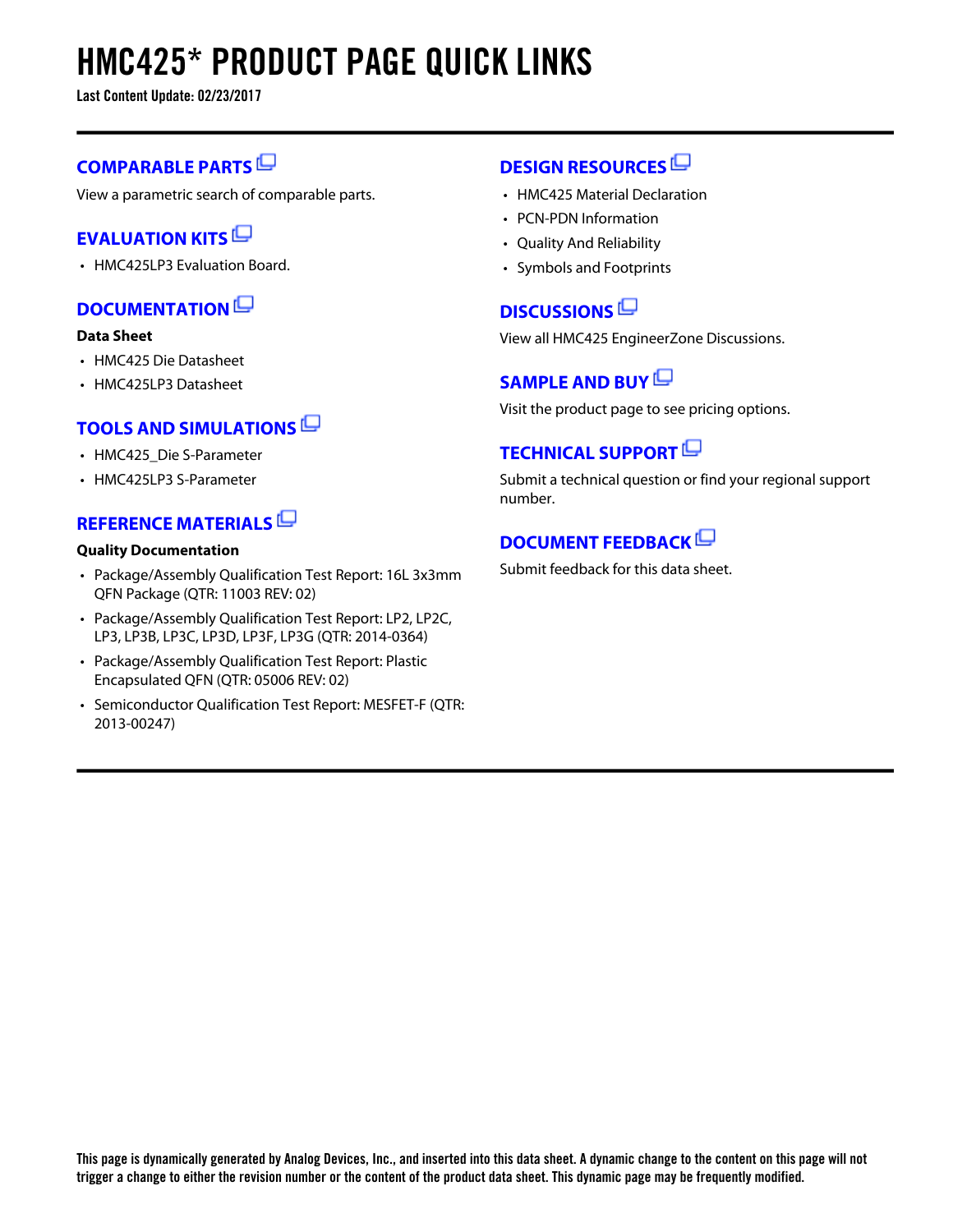# HMC425* PRODUCT PAGE QUICK LINKS

**Last Content Update: 02/23/2017**

## COMPARABLE PARTS

View a parametric search of comparable parts.

## EVALUATION KITS

- HMC425LP3 Evaluation Board.

## DOCUMENTATION

**Data Sheet**

- HMC425 Die Datasheet
- HMC425LP3 Datasheet

## TOOLS AND SIMULATIONS

- HMC425_Die S-Parameter
- HMC425LP3 S-Parameter

## REFERENCE MATERIALS

**Quality Documentation**

- Package/Assembly Qualification Test Report: 16L 3x3mm QFN Package (QTR: 11003 REV: 02)
- Package/Assembly Qualification Test Report: LP2, LP2C, LP3, LP3B, LP3C, LP3D, LP3F, LP3G (QTR: 2014-0364)
- Package/Assembly Qualification Test Report: Plastic Encapsulated QFN (QTR: 05006 REV: 02)
- Semiconductor Qualification Test Report: MESFET-F (QTR: 2013-00247)

## DESIGN RESOURCES

- HMC425 Material Declaration
- PCN-PDN Information
- Quality And Reliability
- Symbols and Footprints

## DISCUSSIONS

View all HMC425 EngineerZone Discussions.

## SAMPLE AND BUY

Visit the product page to see pricing options.

## TECHNICAL SUPPORT

Submit a technical question or find your regional support number.

## DOCUMENT FEEDBACK

Submit feedback for this data sheet.

**This page is dynamically generated by Analog Devices, Inc., and inserted into this data sheet. A dynamic change to the content on this page will not trigger a change to either the revision number or the content of the product data sheet. This dynamic page may be frequently modified.**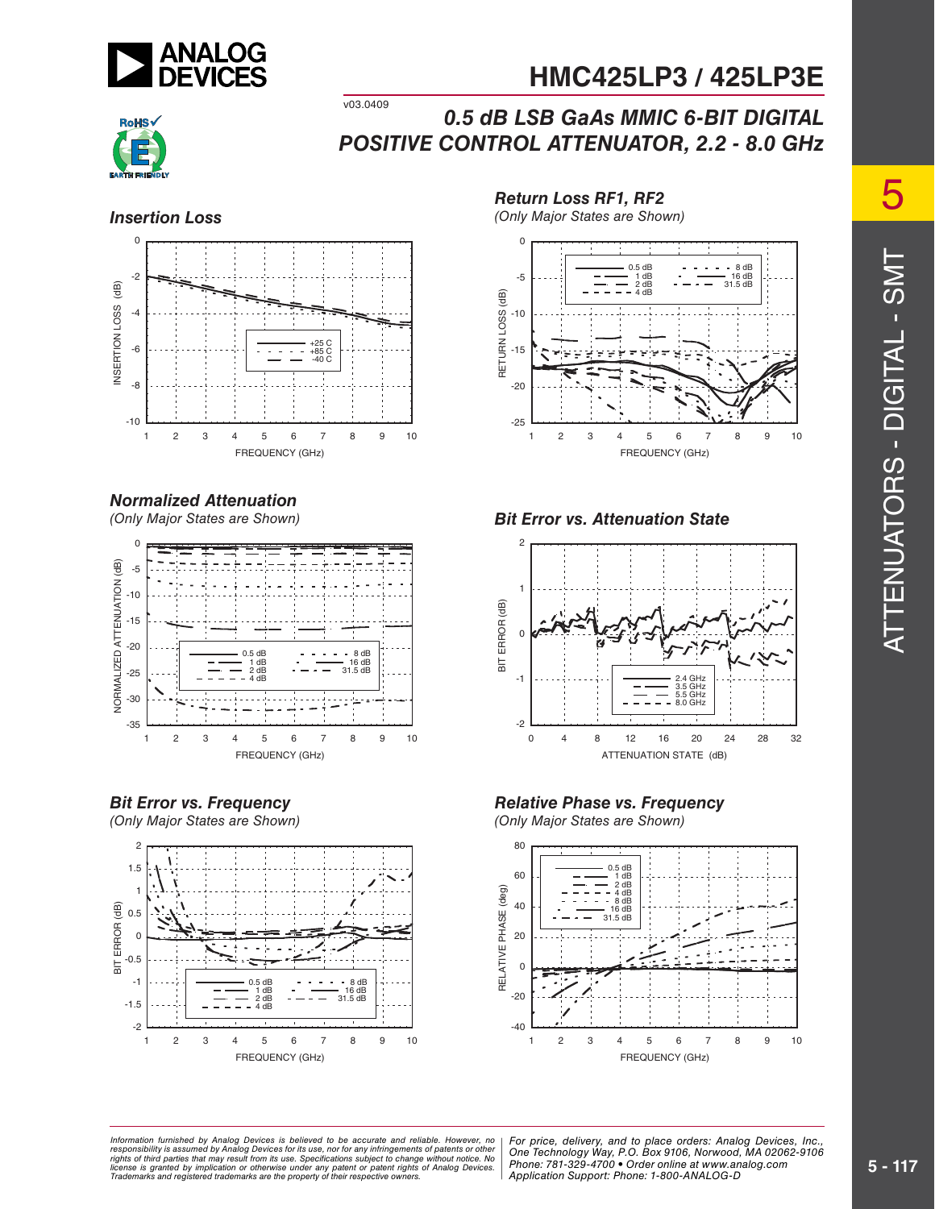# HMC425LP3 / 425LP3E

v03.0409

## 0.5 dB LSB GaAs MMIC 6-BIT DIGITAL POSITIVE CONTROL ATTENUATOR, 2.2 - 8.0 GHz

### Insertion Loss

### Return Loss RF1, RF2
*(Only Major States are Shown)*

### Normalized Attenuation
*(Only Major States are Shown)*

### Bit Error vs. Attenuation State

### Bit Error vs. Frequency
*(Only Major States are Shown)*

### Relative Phase vs. Frequency
*(Only Major States are Shown)*

*Information furnished by Analog Devices is believed to be accurate and reliable. However, no responsibility is assumed by Analog Devices for its use, nor for any infringements of patents or other rights of third parties that may result from its use. Specifications subject to change without notice. No license is granted by implication or otherwise under any patent or patent rights of Analog Devices. Trademarks and registered trademarks are the property of their respective owners.*

*For price, delivery, and to place orders: Analog Devices, Inc., One Technology Way, P.O. Box 9106, Norwood, MA 02062-9106 Phone: 781-329-4700 • Order online at www.analog.com Application Support: Phone: 1-800-ANALOG-D*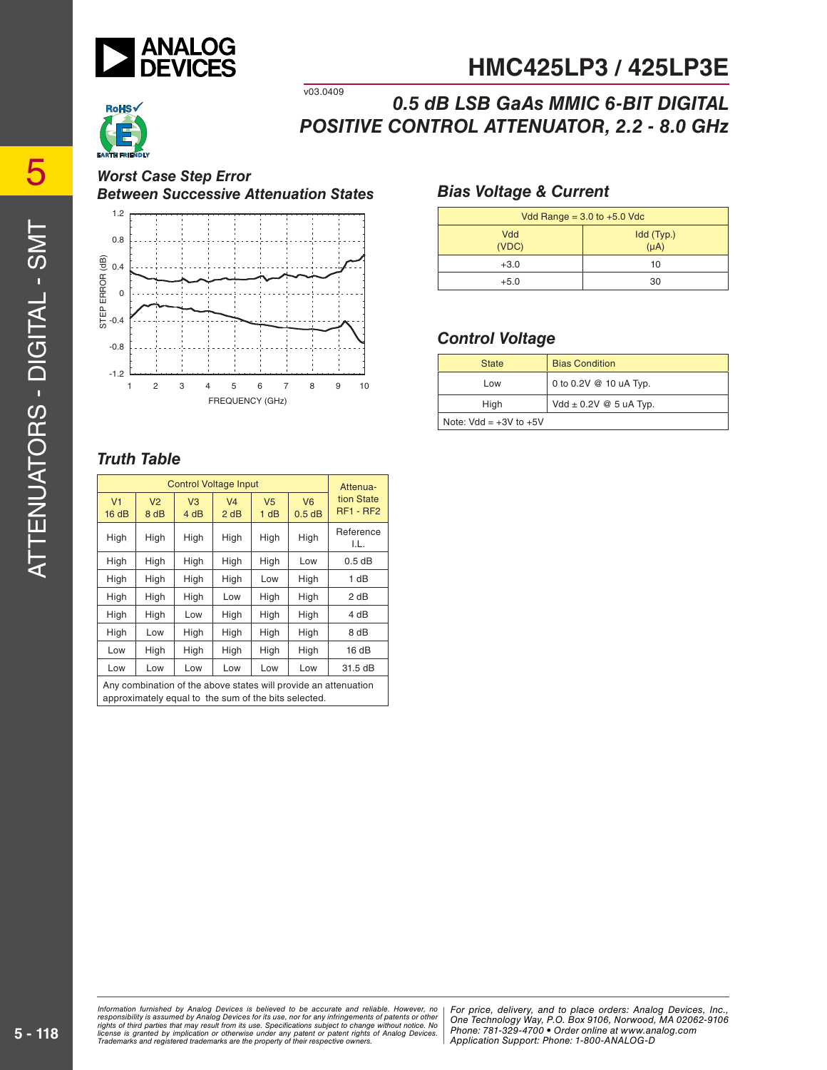# HMC425LP3 / 425LP3E

## 0.5 dB LSB GaAs MMIC 6-BIT DIGITAL POSITIVE CONTROL ATTENUATOR, 2.2 - 8.0 GHz

v03.0409

### Worst Case Step Error Between Successive Attenuation States

STEP ERROR (dB)

FREQUENCY (GHz)

### Bias Voltage & Current

| Vdd Range = 3.0 to +5.0 Vdc | |
|---|---|
| Vdd (VDC) | Idd (Typ.) (μA) |
| +3.0 | 10 |
| +5.0 | 30 |

### Control Voltage

| State | Bias Condition |
|---|---|
| Low | 0 to 0.2V @ 10 uA Typ. |
| High | Vdd ± 0.2V @ 5 uA Typ. |
| Note: Vdd = +3V to +5V | |

### Truth Table

| Control Voltage Input | | | | | | Attenuation State RF1 - RF2 |
|---|---|---|---|---|---|---|
| V1 16 dB | V2 8 dB | V3 4 dB | V4 2 dB | V5 1 dB | V6 0.5 dB | |
| High | High | High | High | High | High | Reference I.L. |
| High | High | High | High | High | Low | 0.5 dB |
| High | High | High | High | Low | High | 1 dB |
| High | High | High | Low | High | High | 2 dB |
| High | High | Low | High | High | High | 4 dB |
| High | Low | High | High | High | High | 8 dB |
| Low | High | High | High | High | High | 16 dB |
| Low | Low | Low | Low | Low | Low | 31.5 dB |

Any combination of the above states will provide an attenuation approximately equal to the sum of the bits selected.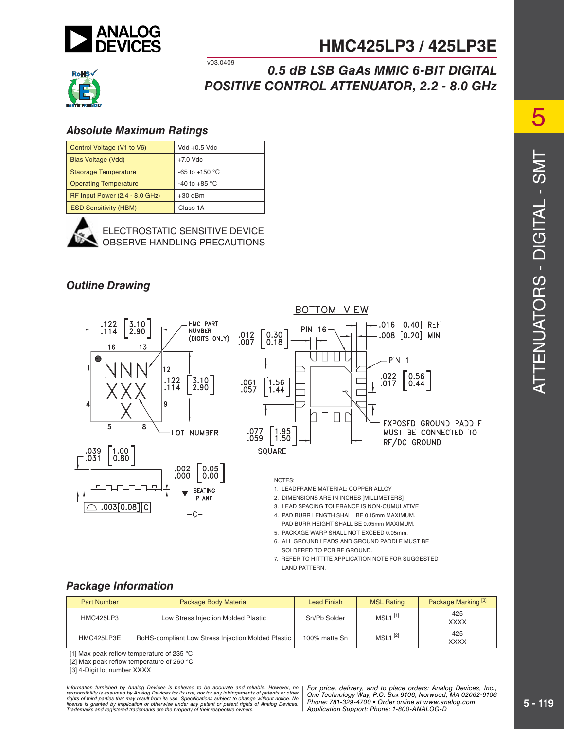# HMC425LP3 / 425LP3E

v03.0409

## 0.5 dB LSB GaAs MMIC 6-BIT DIGITAL POSITIVE CONTROL ATTENUATOR, 2.2 - 8.0 GHz

### Absolute Maximum Ratings

| | |
|---|---|
| Control Voltage (V1 to V6) | Vdd +0.5 Vdc |
| Bias Voltage (Vdd) | +7.0 Vdc |
| Staorage Temperature | -65 to +150 °C |
| Operating Temperature | -40 to +85 °C |
| RF Input Power (2.4 - 8.0 GHz) | +30 dBm |
| ESD Sensitivity (HBM) | Class 1A |

ELECTROSTATIC SENSITIVE DEVICE
OBSERVE HANDLING PRECAUTIONS

### Outline Drawing

NOTES:
1. LEADFRAME MATERIAL: COPPER ALLOY
2. DIMENSIONS ARE IN INCHES [MILLIMETERS]
3. LEAD SPACING TOLERANCE IS NON-CUMULATIVE
4. PAD BURR LENGTH SHALL BE 0.15mm MAXIMUM. PAD BURR HEIGHT SHALL BE 0.05mm MAXIMUM.
5. PACKAGE WARP SHALL NOT EXCEED 0.05mm.
6. ALL GROUND LEADS AND GROUND PADDLE MUST BE SOLDERED TO PCB RF GROUND.
7. REFER TO HITTITE APPLICATION NOTE FOR SUGGESTED LAND PATTERN.

### Package Information

| Part Number | Package Body Material | Lead Finish | MSL Rating | Package Marking [3] |
|---|---|---|---|---|
| HMC425LP3 | Low Stress Injection Molded Plastic | Sn/Pb Solder | MSL1 [1] | 425<br>XXXX |
| HMC425LP3E | RoHS-compliant Low Stress Injection Molded Plastic | 100% matte Sn | MSL1 [2] | 425<br>XXXX |

[1] Max peak reflow temperature of 235 °C
[2] Max peak reflow temperature of 260 °C
[3] 4-Digit lot number XXXX

*Information furnished by Analog Devices is believed to be accurate and reliable. However, no responsibility is assumed by Analog Devices for its use, nor for any infringements of patents or other rights of third parties that may result from its use. Specifications subject to change without notice. No license is granted by implication or otherwise under any patent or patent rights of Analog Devices. Trademarks and registered trademarks are the property of their respective owners.*

*For price, delivery, and to place orders: Analog Devices, Inc., One Technology Way, P.O. Box 9106, Norwood, MA 02062-9106 Phone: 781-329-4700 • Order online at www.analog.com Application Support: Phone: 1-800-ANALOG-D*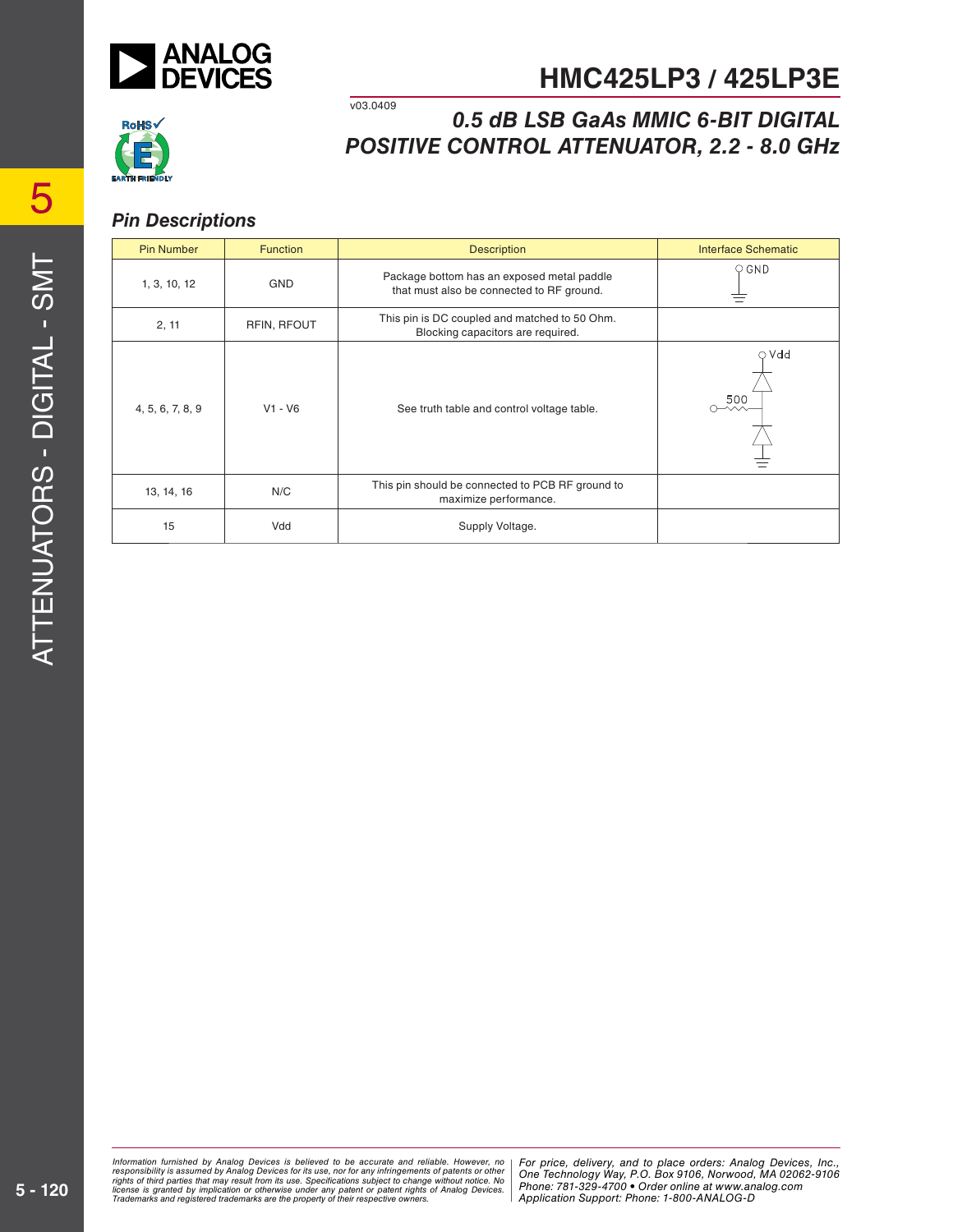# HMC425LP3 / 425LP3E

v03.0409

## 0.5 dB LSB GaAs MMIC 6-BIT DIGITAL POSITIVE CONTROL ATTENUATOR, 2.2 - 8.0 GHz

### Pin Descriptions

| Pin Number | Function | Description | Interface Schematic |
|---|---|---|---|
| 1, 3, 10, 12 | GND | Package bottom has an exposed metal paddle that must also be connected to RF ground. | GND |
| 2, 11 | RFIN, RFOUT | This pin is DC coupled and matched to 50 Ohm. Blocking capacitors are required. | |
| 4, 5, 6, 7, 8, 9 | V1 - V6 | See truth table and control voltage table. | Vdd, 500 |
| 13, 14, 16 | N/C | This pin should be connected to PCB RF ground to maximize performance. | |
| 15 | Vdd | Supply Voltage. | |

Information furnished by Analog Devices is believed to be accurate and reliable. However, no responsibility is assumed by Analog Devices for its use, nor for any infringements of patents or other rights of third parties that may result from its use. Specifications subject to change without notice. No license is granted by implication or otherwise under any patent or patent rights of Analog Devices. Trademarks and registered trademarks are the property of their respective owners.

For price, delivery, and to place orders: Analog Devices, Inc., One Technology Way, P.O. Box 9106, Norwood, MA 02062-9106
Phone: 781-329-4700 • Order online at www.analog.com
Application Support: Phone: 1-800-ANALOG-D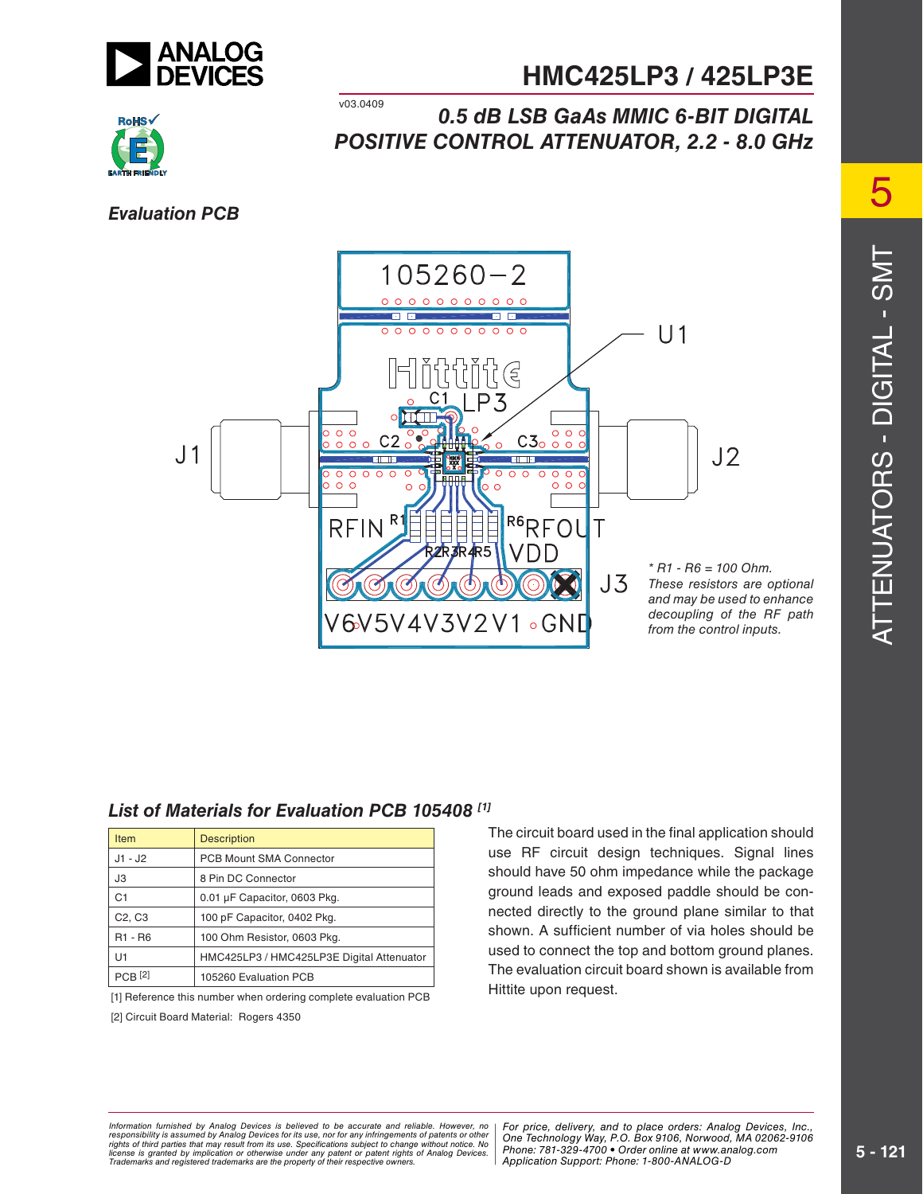# HMC425LP3 / 425LP3E

v03.0409

## 0.5 dB LSB GaAs MMIC 6-BIT DIGITAL POSITIVE CONTROL ATTENUATOR, 2.2 - 8.0 GHz

### Evaluation PCB

105260−2

U1

C1 LP3

C2

C3

J1

J2

RFIN R1

R6 RFOUT

R2R3R4R5 VDD

J3

V6V5V4V3V2V1 GND

*\* R1 - R6 = 100 Ohm. These resistors are optional and may be used to enhance decoupling of the RF path from the control inputs.*

### List of Materials for Evaluation PCB 105408 [1]

| Item | Description |
|---|---|
| J1 - J2 | PCB Mount SMA Connector |
| J3 | 8 Pin DC Connector |
| C1 | 0.01 µF Capacitor, 0603 Pkg. |
| C2, C3 | 100 pF Capacitor, 0402 Pkg. |
| R1 - R6 | 100 Ohm Resistor, 0603 Pkg. |
| U1 | HMC425LP3 / HMC425LP3E Digital Attenuator |
| PCB [2] | 105260 Evaluation PCB |

[1] Reference this number when ordering complete evaluation PCB

[2] Circuit Board Material: Rogers 4350

The circuit board used in the final application should use RF circuit design techniques. Signal lines should have 50 ohm impedance while the package ground leads and exposed paddle should be connected directly to the ground plane similar to that shown. A sufficient number of via holes should be used to connect the top and bottom ground planes. The evaluation circuit board shown is available from Hittite upon request.